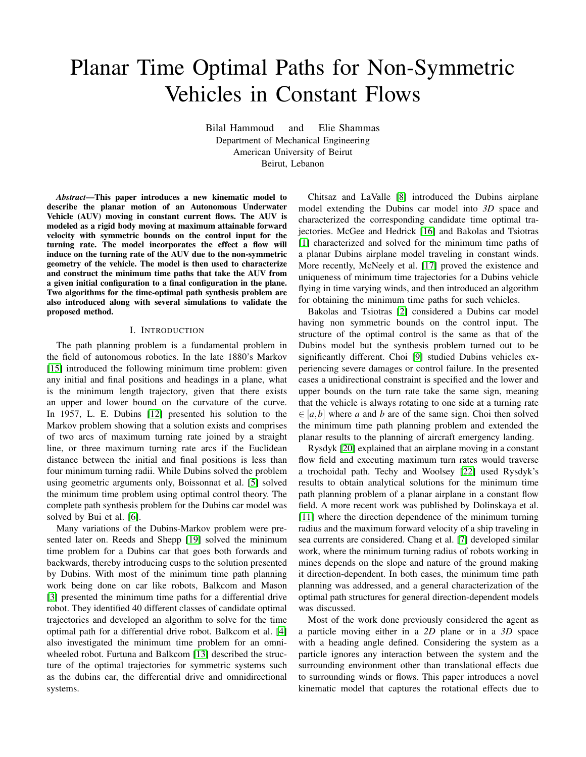# Planar Time Optimal Paths for Non-Symmetric Vehicles in Constant Flows

Bilal Hammoud and Elie Shammas
Department of Mechanical Engineering
American University of Beirut
Beirut, Lebanon

***Abstract*—This paper introduces a new kinematic model to describe the planar motion of an Autonomous Underwater Vehicle (AUV) moving in constant current flows. The AUV is modeled as a rigid body moving at maximum attainable forward velocity with symmetric bounds on the control input for the turning rate. The model incorporates the effect a flow will induce on the turning rate of the AUV due to the non-symmetric geometry of the vehicle. The model is then used to characterize and construct the minimum time paths that take the AUV from a given initial configuration to a final configuration in the plane. Two algorithms for the time-optimal path synthesis problem are also introduced along with several simulations to validate the proposed method.**

## I. Introduction

The path planning problem is a fundamental problem in the field of autonomous robotics. In the late 1880's Markov [15] introduced the following minimum time problem: given any initial and final positions and headings in a plane, what is the minimum length trajectory, given that there exists an upper and lower bound on the curvature of the curve. In 1957, L. E. Dubins [12] presented his solution to the Markov problem showing that a solution exists and comprises of two arcs of maximum turning rate joined by a straight line, or three maximum turning rate arcs if the Euclidean distance between the initial and final positions is less than four minimum turning radii. While Dubins solved the problem using geometric arguments only, Boissonnat et al. [5] solved the minimum time problem using optimal control theory. The complete path synthesis problem for the Dubins car model was solved by Bui et al. [6].

Many variations of the Dubins-Markov problem were presented later on. Reeds and Shepp [19] solved the minimum time problem for a Dubins car that goes both forwards and backwards, thereby introducing cusps to the solution presented by Dubins. With most of the minimum time path planning work being done on car like robots, Balkcom and Mason [3] presented the minimum time paths for a differential drive robot. They identified 40 different classes of candidate optimal trajectories and developed an algorithm to solve for the time optimal path for a differential drive robot. Balkcom et al. [4] also investigated the minimum time problem for an omni-wheeled robot. Furtuna and Balkcom [13] described the structure of the optimal trajectories for symmetric systems such as the dubins car, the differential drive and omnidirectional systems.

Chitsaz and LaValle [8] introduced the Dubins airplane model extending the Dubins car model into *3D* space and characterized the corresponding candidate time optimal trajectories. McGee and Hedrick [16] and Bakolas and Tsiotras [1] characterized and solved for the minimum time paths of a planar Dubins airplane model traveling in constant winds. More recently, McNeely et al. [17] proved the existence and uniqueness of minimum time trajectories for a Dubins vehicle flying in time varying winds, and then introduced an algorithm for obtaining the minimum time paths for such vehicles.

Bakolas and Tsiotras [2] considered a Dubins car model having non symmetric bounds on the control input. The structure of the optimal control is the same as that of the Dubins model but the synthesis problem turned out to be significantly different. Choi [9] studied Dubins vehicles experiencing severe damages or control failure. In the presented cases a unidirectional constraint is specified and the lower and upper bounds on the turn rate take the same sign, meaning that the vehicle is always rotating to one side at a turning rate $\in [a,b]$ where $a$ and $b$ are of the same sign. Choi then solved the minimum time path planning problem and extended the planar results to the planning of aircraft emergency landing.

Rysdyk [20] explained that an airplane moving in a constant flow field and executing maximum turn rates would traverse a trochoidal path. Techy and Woolsey [22] used Rysdyk's results to obtain analytical solutions for the minimum time path planning problem of a planar airplane in a constant flow field. A more recent work was published by Dolinskaya et al. [11] where the direction dependence of the minimum turning radius and the maximum forward velocity of a ship traveling in sea currents are considered. Chang et al. [7] developed similar work, where the minimum turning radius of robots working in mines depends on the slope and nature of the ground making it direction-dependent. In both cases, the minimum time path planning was addressed, and a general characterization of the optimal path structures for general direction-dependent models was discussed.

Most of the work done previously considered the agent as a particle moving either in a *2D* plane or in a *3D* space with a heading angle defined. Considering the system as a particle ignores any interaction between the system and the surrounding environment other than translational effects due to surrounding winds or flows. This paper introduces a novel kinematic model that captures the rotational effects due to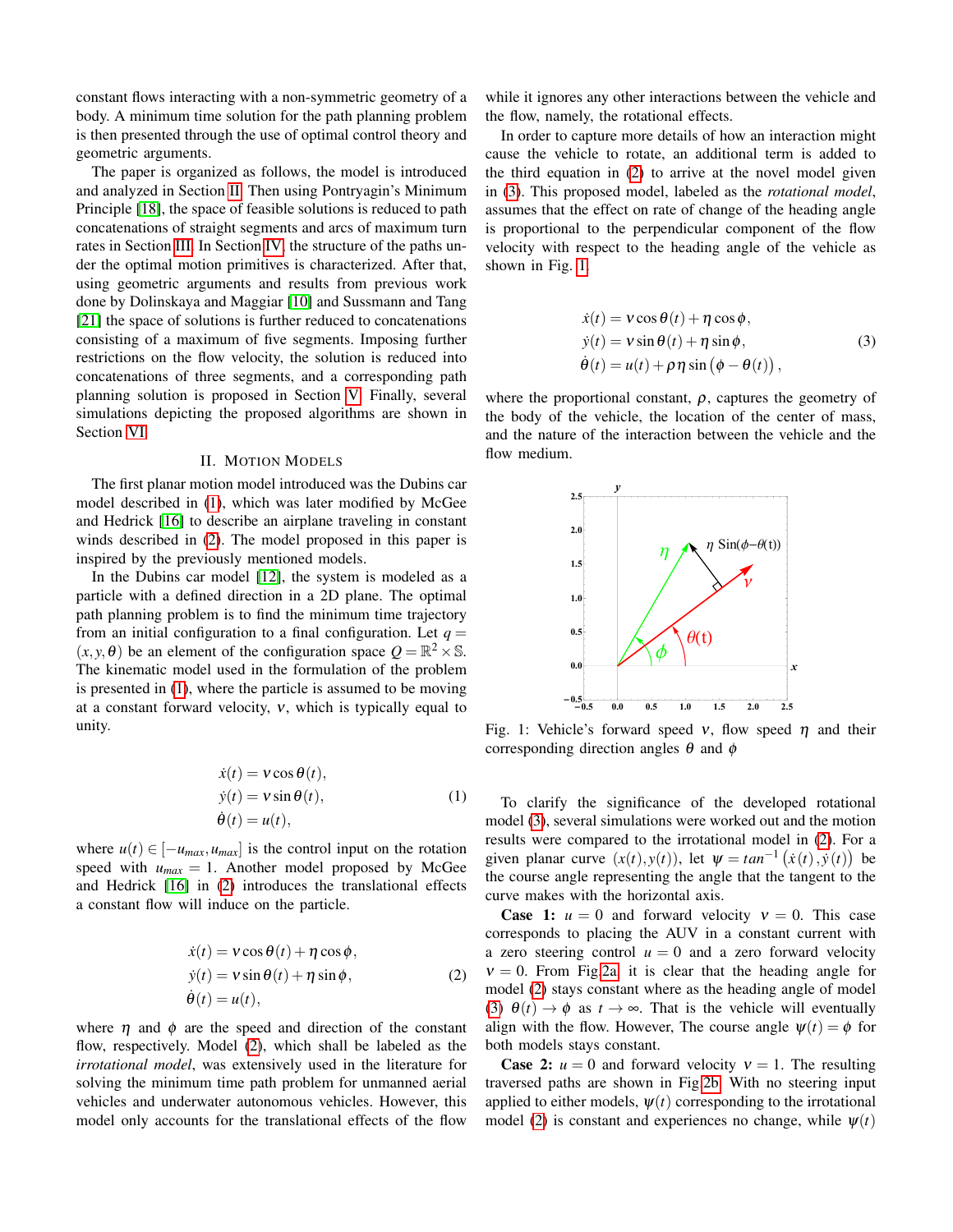constant flows interacting with a non-symmetric geometry of a body. A minimum time solution for the path planning problem is then presented through the use of optimal control theory and geometric arguments.

The paper is organized as follows, the model is introduced and analyzed in Section II. Then using Pontryagin's Minimum Principle [18], the space of feasible solutions is reduced to path concatenations of straight segments and arcs of maximum turn rates in Section III. In Section IV, the structure of the paths under the optimal motion primitives is characterized. After that, using geometric arguments and results from previous work done by Dolinskaya and Maggiar [10] and Sussmann and Tang [21] the space of solutions is further reduced to concatenations consisting of a maximum of five segments. Imposing further restrictions on the flow velocity, the solution is reduced into concatenations of three segments, and a corresponding path planning solution is proposed in Section V. Finally, several simulations depicting the proposed algorithms are shown in Section VI.

## II. Motion Models

The first planar motion model introduced was the Dubins car model described in (1), which was later modified by McGee and Hedrick [16] to describe an airplane traveling in constant winds described in (2). The model proposed in this paper is inspired by the previously mentioned models.

In the Dubins car model [12], the system is modeled as a particle with a defined direction in a 2D plane. The optimal path planning problem is to find the minimum time trajectory from an initial configuration to a final configuration. Let $q = (x, y, \theta)$ be an element of the configuration space $Q = \mathbb{R}^2 \times \mathbb{S}$. The kinematic model used in the formulation of the problem is presented in (1), where the particle is assumed to be moving at a constant forward velocity, $v$, which is typically equal to unity.

$$
\begin{aligned}
\dot{x}(t) &= v\cos\theta(t), \\
\dot{y}(t) &= v\sin\theta(t), \\
\dot{\theta}(t) &= u(t),
\end{aligned}
\tag{1}
$$

where $u(t) \in [-u_{max}, u_{max}]$ is the control input on the rotation speed with $u_{max} = 1$. Another model proposed by McGee and Hedrick [16] in (2) introduces the translational effects a constant flow will induce on the particle.

$$
\begin{aligned}
\dot{x}(t) &= v\cos\theta(t) + \eta\cos\phi, \\
\dot{y}(t) &= v\sin\theta(t) + \eta\sin\phi, \\
\dot{\theta}(t) &= u(t),
\end{aligned}
\tag{2}
$$

where $\eta$ and $\phi$ are the speed and direction of the constant flow, respectively. Model (2), which shall be labeled as the *irrotational model*, was extensively used in the literature for solving the minimum time path problem for unmanned aerial vehicles and underwater autonomous vehicles. However, this model only accounts for the translational effects of the flow while it ignores any other interactions between the vehicle and the flow, namely, the rotational effects.

In order to capture more details of how an interaction might cause the vehicle to rotate, an additional term is added to the third equation in (2) to arrive at the novel model given in (3). This proposed model, labeled as the *rotational model*, assumes that the effect on rate of change of the heading angle is proportional to the perpendicular component of the flow velocity with respect to the heading angle of the vehicle as shown in Fig. 1.

$$
\begin{aligned}
\dot{x}(t) &= v\cos\theta(t) + \eta\cos\phi, \\
\dot{y}(t) &= v\sin\theta(t) + \eta\sin\phi, \\
\dot{\theta}(t) &= u(t) + \rho\eta\sin\left(\phi - \theta(t)\right),
\end{aligned}
\tag{3}
$$

where the proportional constant, $\rho$, captures the geometry of the body of the vehicle, the location of the center of mass, and the nature of the interaction between the vehicle and the flow medium.

Fig. 1: Vehicle's forward speed $v$, flow speed $\eta$ and their corresponding direction angles $\theta$ and $\phi$

To clarify the significance of the developed rotational model (3), several simulations were worked out and the motion results were compared to the irrotational model in (2). For a given planar curve $(x(t), y(t))$, let $\psi = tan^{-1}\left(\dot{x}(t), \dot{y}(t)\right)$ be the course angle representing the angle that the tangent to the curve makes with the horizontal axis.

**Case 1:** $u = 0$ and forward velocity $v = 0$. This case corresponds to placing the AUV in a constant current with a zero steering control $u = 0$ and a zero forward velocity $v = 0$. From Fig 2a, it is clear that the heading angle for model (2) stays constant where as the heading angle of model (3) $\theta(t) \to \phi$ as $t \to \infty$. That is the vehicle will eventually align with the flow. However, The course angle $\psi(t) = \phi$ for both models stays constant.

**Case 2:** $u = 0$ and forward velocity $v = 1$. The resulting traversed paths are shown in Fig 2b. With no steering input applied to either models, $\psi(t)$ corresponding to the irrotational model (2) is constant and experiences no change, while $\psi(t)$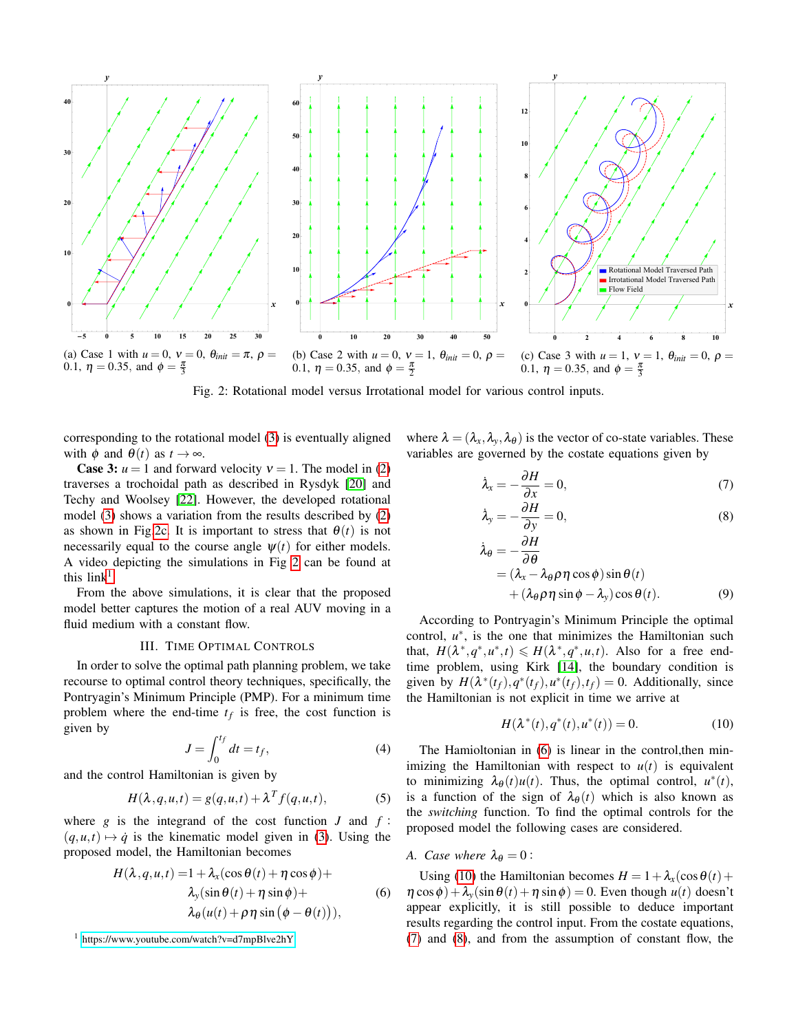(a) Case 1 with $u = 0$, $v = 0$, $\theta_{init} = \pi$, $\rho = 0.1$, $\eta = 0.35$, and $\phi = \frac{\pi}{3}$

(b) Case 2 with $u = 0$, $v = 1$, $\theta_{init} = 0$, $\rho = 0.1$, $\eta = 0.35$, and $\phi = \frac{\pi}{2}$

(c) Case 3 with $u = 1$, $v = 1$, $\theta_{init} = 0$, $\rho = 0.1$, $\eta = 0.35$, and $\phi = \frac{\pi}{3}$

Fig. 2: Rotational model versus Irrotational model for various control inputs.

corresponding to the rotational model (3) is eventually aligned with $\phi$ and $\theta(t)$ as $t \to \infty$.

**Case 3:** $u = 1$ and forward velocity $v = 1$. The model in (2) traverses a trochoidal path as described in Rysdyk [20] and Techy and Woolsey [22]. However, the developed rotational model (3) shows a variation from the results described by (2) as shown in Fig 2c. It is important to stress that $\theta(t)$ is not necessarily equal to the course angle $\psi(t)$ for either models. A video depicting the simulations in Fig 2 can be found at this link[1].

From the above simulations, it is clear that the proposed model better captures the motion of a real AUV moving in a fluid medium with a constant flow.

## III. Time Optimal Controls

In order to solve the optimal path planning problem, we take recourse to optimal control theory techniques, specifically, the Pontryagin's Minimum Principle (PMP). For a minimum time problem where the end-time $t_f$ is free, the cost function is given by

$$J = \int_0^{t_f} dt = t_f, \tag{4}$$

and the control Hamiltonian is given by

$$H(\lambda, q, u, t) = g(q, u, t) + \lambda^T f(q, u, t), \tag{5}$$

where $g$ is the integrand of the cost function $J$ and $f : (q, u, t) \mapsto \dot{q}$ is the kinematic model given in (3). Using the proposed model, the Hamiltonian becomes

$$\begin{aligned} H(\lambda, q, u, t) = &1 + \lambda_x(\cos\theta(t) + \eta\cos\phi) + \\ &\lambda_y(\sin\theta(t) + \eta\sin\phi) + \\ &\lambda_\theta(u(t) + \rho\eta\sin(\phi - \theta(t))), \end{aligned} \tag{6}$$

where $\lambda = (\lambda_x, \lambda_y, \lambda_\theta)$ is the vector of co-state variables. These variables are governed by the costate equations given by

$$\dot{\lambda}_x = -\frac{\partial H}{\partial x} = 0, \tag{7}$$

$$\dot{\lambda}_y = -\frac{\partial H}{\partial y} = 0, \tag{8}$$

$$\begin{aligned} \dot{\lambda}_\theta &= -\frac{\partial H}{\partial \theta} \\ &= (\lambda_x - \lambda_\theta\rho\eta\cos\phi)\sin\theta(t) \\ &\quad + (\lambda_\theta\rho\eta\sin\phi - \lambda_y)\cos\theta(t). \end{aligned} \tag{9}$$

According to Pontryagin's Minimum Principle the optimal control, $u^*$, is the one that minimizes the Hamiltonian such that, $H(\lambda^*, q^*, u^*, t) \leqslant H(\lambda^*, q^*, u, t)$. Also for a free end-time problem, using Kirk [14], the boundary condition is given by $H(\lambda^*(t_f), q^*(t_f), u^*(t_f), t_f) = 0$. Additionally, since the Hamiltonian is not explicit in time we arrive at

$$H(\lambda^*(t), q^*(t), u^*(t)) = 0. \tag{10}$$

The Hamioltonian in (6) is linear in the control,then minimizing the Hamiltonian with respect to $u(t)$ is equivalent to minimizing $\lambda_\theta(t)u(t)$. Thus, the optimal control, $u^*(t)$, is a function of the sign of $\lambda_\theta(t)$ which is also known as the *switching* function. To find the optimal controls for the proposed model the following cases are considered.

### A. Case where $\lambda_\theta = 0$:

Using (10) the Hamiltonian becomes $H = 1 + \lambda_x(\cos\theta(t) + \eta\cos\phi) + \lambda_y(\sin\theta(t) + \eta\sin\phi) = 0$. Even though $u(t)$ doesn't appear explicitly, it is still possible to deduce important results regarding the control input. From the costate equations, (7) and (8), and from the assumption of constant flow, the

[1] https://www.youtube.com/watch?v=d7mpBlve2hY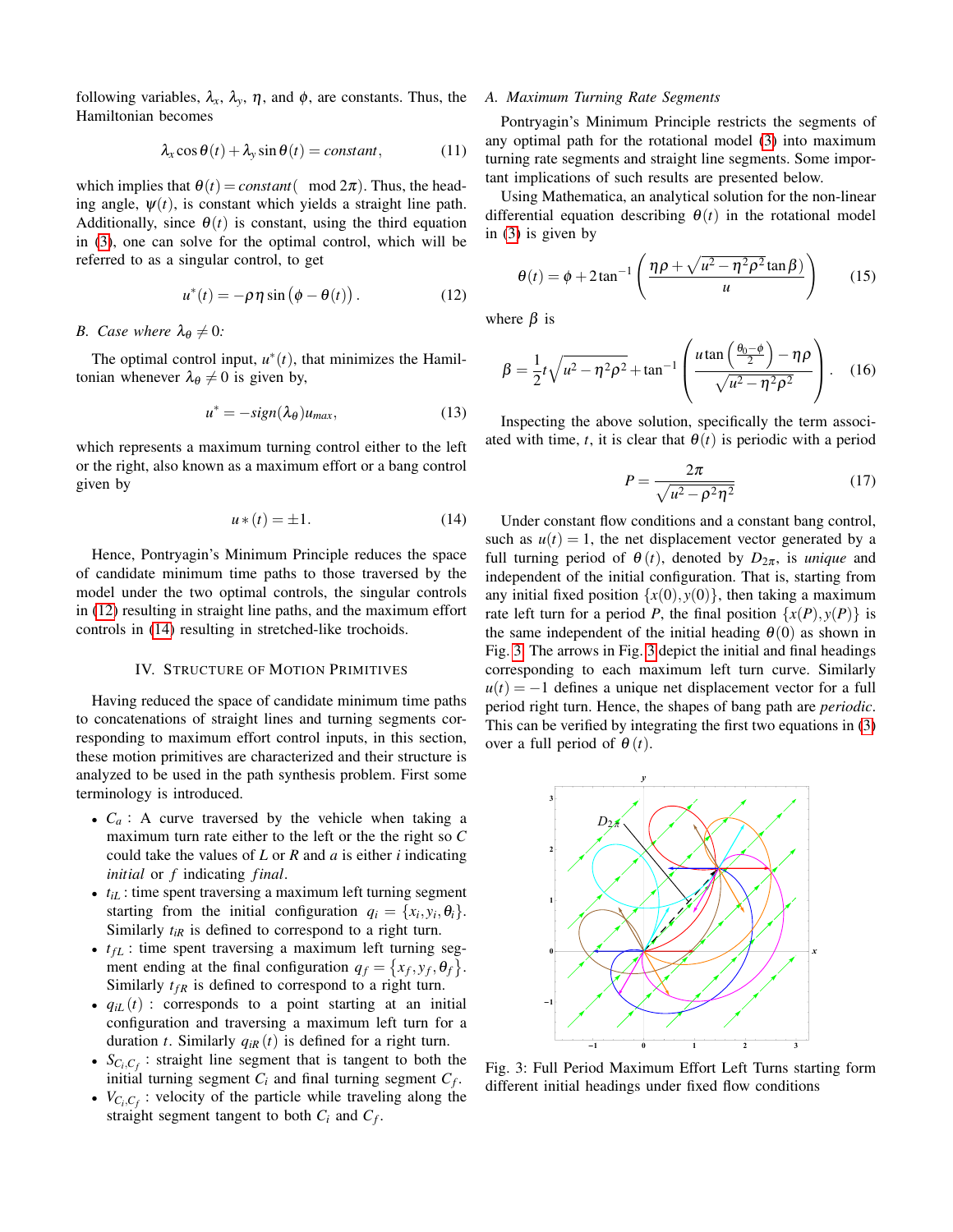following variables, $\lambda_x$, $\lambda_y$, $\eta$, and $\phi$, are constants. Thus, the Hamiltonian becomes

$$\lambda_x \cos\theta(t) + \lambda_y \sin\theta(t) = constant, \tag{11}$$

which implies that $\theta(t) = constant(\mod 2\pi)$. Thus, the heading angle, $\psi(t)$, is constant which yields a straight line path. Additionally, since $\theta(t)$ is constant, using the third equation in (3), one can solve for the optimal control, which will be referred to as a singular control, to get

$$u^*(t) = -\rho\eta\sin\left(\phi - \theta(t)\right). \tag{12}$$

*B. Case where $\lambda_\theta \neq 0$:*

The optimal control input, $u^*(t)$, that minimizes the Hamiltonian whenever $\lambda_\theta \neq 0$ is given by,

$$u^* = -sign(\lambda_\theta)u_{max}, \tag{13}$$

which represents a maximum turning control either to the left or the right, also known as a maximum effort or a bang control given by

$$u*(t) = \pm 1. \tag{14}$$

Hence, Pontryagin's Minimum Principle reduces the space of candidate minimum time paths to those traversed by the model under the two optimal controls, the singular controls in (12) resulting in straight line paths, and the maximum effort controls in (14) resulting in stretched-like trochoids.

## IV. Structure of Motion Primitives

Having reduced the space of candidate minimum time paths to concatenations of straight lines and turning segments corresponding to maximum effort control inputs, in this section, these motion primitives are characterized and their structure is analyzed to be used in the path synthesis problem. First some terminology is introduced.

- $C_a$ : A curve traversed by the vehicle when taking a maximum turn rate either to the left or the right so $C$ could take the values of $L$ or $R$ and $a$ is either $i$ indicating *initial* or $f$ indicating *final*.
- $t_{iL}$ : time spent traversing a maximum left turning segment starting from the initial configuration $q_i = \{x_i, y_i, \theta_i\}$. Similarly $t_{iR}$ is defined to correspond to a right turn.
- $t_{fL}$ : time spent traversing a maximum left turning segment ending at the final configuration $q_f = \{x_f, y_f, \theta_f\}$. Similarly $t_{fR}$ is defined to correspond to a right turn.
- $q_{iL}(t)$ : corresponds to a point starting at an initial configuration and traversing a maximum left turn for a duration $t$. Similarly $q_{iR}(t)$ is defined for a right turn.
- $S_{C_i C_f}$ : straight line segment that is tangent to both the initial turning segment $C_i$ and final turning segment $C_f$.
- $V_{C_i C_f}$ : velocity of the particle while traveling along the straight segment tangent to both $C_i$ and $C_f$.

### A. Maximum Turning Rate Segments

Pontryagin's Minimum Principle restricts the segments of any optimal path for the rotational model (3) into maximum turning rate segments and straight line segments. Some important implications of such results are presented below.

Using Mathematica, an analytical solution for the non-linear differential equation describing $\theta(t)$ in the rotational model in (3) is given by

$$\theta(t) = \phi + 2\tan^{-1}\left(\frac{\eta\rho + \sqrt{u^2 - \eta^2\rho^2}\tan\beta)}{u}\right) \tag{15}$$

where $\beta$ is

$$\beta = \frac{1}{2}t\sqrt{u^2 - \eta^2\rho^2} + \tan^{-1}\left(\frac{u\tan\left(\frac{\theta_0 - \phi}{2}\right) - \eta\rho}{\sqrt{u^2 - \eta^2\rho^2}}\right). \tag{16}$$

Inspecting the above solution, specifically the term associated with time, $t$, it is clear that $\theta(t)$ is periodic with a period

$$P = \frac{2\pi}{\sqrt{u^2 - \rho^2\eta^2}} \tag{17}$$

Under constant flow conditions and a constant bang control, such as $u(t) = 1$, the net displacement vector generated by a full turning period of $\theta(t)$, denoted by $D_{2\pi}$, is *unique* and independent of the initial configuration. That is, starting from any initial fixed position $\{x(0), y(0)\}$, then taking a maximum rate left turn for a period $P$, the final position $\{x(P), y(P)\}$ is the same independent of the initial heading $\theta(0)$ as shown in Fig. 3. The arrows in Fig. 3 depict the initial and final headings corresponding to each maximum left turn curve. Similarly $u(t) = -1$ defines a unique net displacement vector for a full period right turn. Hence, the shapes of bang path are *periodic*. This can be verified by integrating the first two equations in (3) over a full period of $\theta(t)$.

Fig. 3: Full Period Maximum Effort Left Turns starting form different initial headings under fixed flow conditions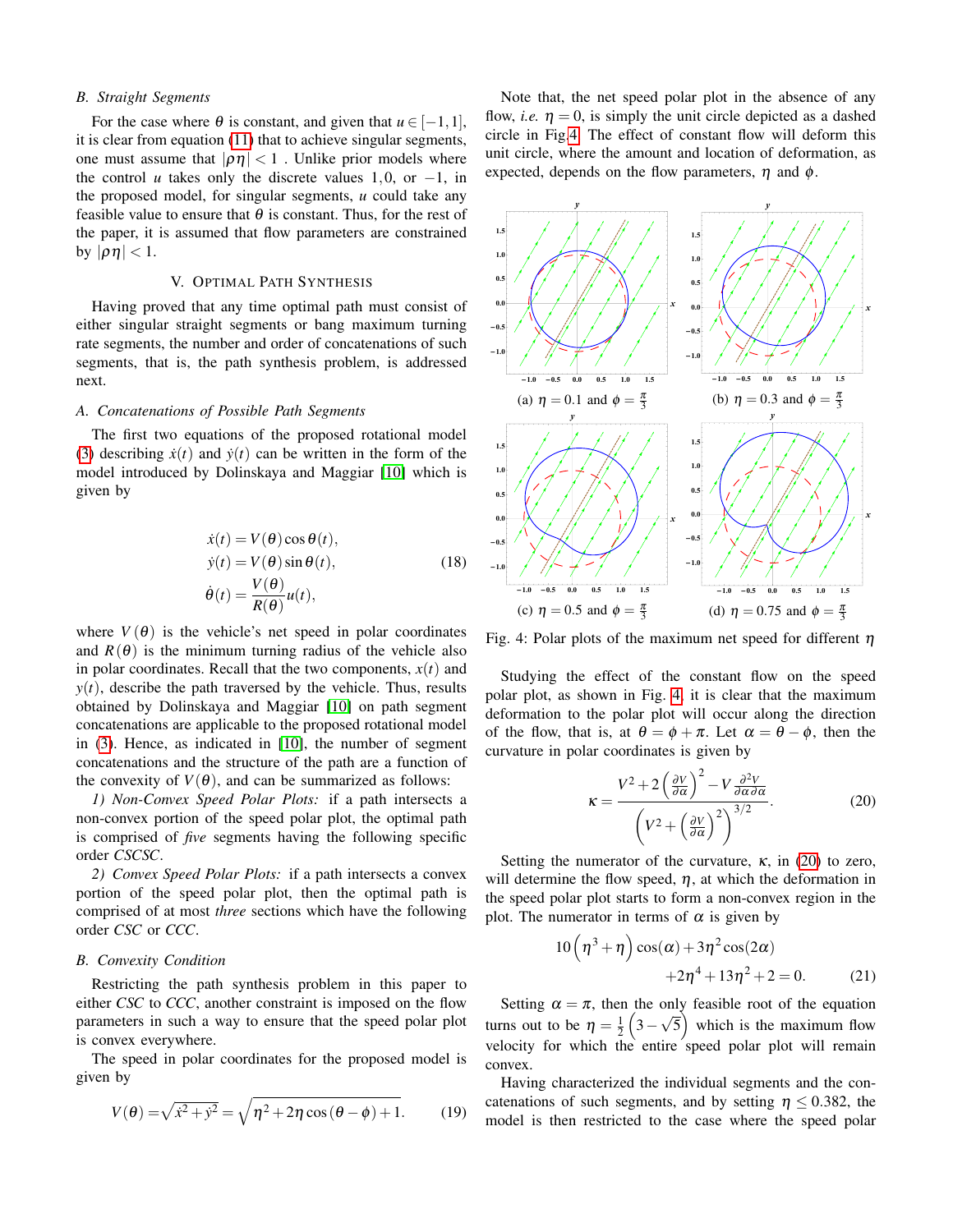## B. Straight Segments

For the case where $\theta$ is constant, and given that $u \in [-1, 1]$, it is clear from equation (11) that to achieve singular segments, one must assume that $|\rho\eta| < 1$ . Unlike prior models where the control $u$ takes only the discrete values $1, 0$, or $-1$, in the proposed model, for singular segments, $u$ could take any feasible value to ensure that $\theta$ is constant. Thus, for the rest of the paper, it is assumed that flow parameters are constrained by $|\rho\eta| < 1$.

# V. Optimal Path Synthesis

Having proved that any time optimal path must consist of either singular straight segments or bang maximum turning rate segments, the number and order of concatenations of such segments, that is, the path synthesis problem, is addressed next.

## A. Concatenations of Possible Path Segments

The first two equations of the proposed rotational model (3) describing $\dot{x}(t)$ and $\dot{y}(t)$ can be written in the form of the model introduced by Dolinskaya and Maggiar [10] which is given by

$$
\begin{aligned}
\dot{x}(t) &= V(\theta)\cos\theta(t), \\
\dot{y}(t) &= V(\theta)\sin\theta(t), \\
\dot{\theta}(t) &= \frac{V(\theta)}{R(\theta)}u(t),
\end{aligned}
\tag{18}
$$

where $V(\theta)$ is the vehicle's net speed in polar coordinates and $R(\theta)$ is the minimum turning radius of the vehicle also in polar coordinates. Recall that the two components, $x(t)$ and $y(t)$, describe the path traversed by the vehicle. Thus, results obtained by Dolinskaya and Maggiar [10] on path segment concatenations are applicable to the proposed rotational model in (3). Hence, as indicated in [10], the number of segment concatenations and the structure of the path are a function of the convexity of $V(\theta)$, and can be summarized as follows:

*1) Non-Convex Speed Polar Plots:* if a path intersects a non-convex portion of the speed polar plot, the optimal path is comprised of *five* segments having the following specific order *CSCSC*.

*2) Convex Speed Polar Plots:* if a path intersects a convex portion of the speed polar plot, then the optimal path is comprised of at most *three* sections which have the following order *CSC* or *CCC*.

## B. Convexity Condition

Restricting the path synthesis problem in this paper to either *CSC* to *CCC*, another constraint is imposed on the flow parameters in such a way to ensure that the speed polar plot is convex everywhere.

The speed in polar coordinates for the proposed model is given by

$$
V(\theta) = \sqrt{\dot{x}^2 + \dot{y}^2} = \sqrt{\eta^2 + 2\eta\cos(\theta - \phi) + 1}. \tag{19}
$$

Note that, the net speed polar plot in the absence of any flow, *i.e.* $\eta = 0$, is simply the unit circle depicted as a dashed circle in Fig 4. The effect of constant flow will deform this unit circle, where the amount and location of deformation, as expected, depends on the flow parameters, $\eta$ and $\phi$.

(a) $\eta = 0.1$ and $\phi = \frac{\pi}{3}$ (b) $\eta = 0.3$ and $\phi = \frac{\pi}{3}$ (c) $\eta = 0.5$ and $\phi = \frac{\pi}{3}$ (d) $\eta = 0.75$ and $\phi = \frac{\pi}{3}$

Fig. 4: Polar plots of the maximum net speed for different $\eta$

Studying the effect of the constant flow on the speed polar plot, as shown in Fig. 4, it is clear that the maximum deformation to the polar plot will occur along the direction of the flow, that is, at $\theta = \phi + \pi$. Let $\alpha = \theta - \phi$, then the curvature in polar coordinates is given by

$$
\kappa = \frac{V^2 + 2\left(\frac{\partial V}{\partial \alpha}\right)^2 - V\frac{\partial^2 V}{\partial\alpha\partial\alpha}}{\left(V^2 + \left(\frac{\partial V}{\partial \alpha}\right)^2\right)^{3/2}}. \tag{20}
$$

Setting the numerator of the curvature, $\kappa$, in (20) to zero, will determine the flow speed, $\eta$, at which the deformation in the speed polar plot starts to form a non-convex region in the plot. The numerator in terms of $\alpha$ is given by

$$
\begin{aligned}
10\left(\eta^3 + \eta\right)\cos(\alpha) &+ 3\eta^2\cos(2\alpha) \\
&+ 2\eta^4 + 13\eta^2 + 2 = 0.
\end{aligned}
\tag{21}
$$

Setting $\alpha = \pi$, then the only feasible root of the equation turns out to be $\eta = \frac{1}{2}\left(3 - \sqrt{5}\right)$ which is the maximum flow velocity for which the entire speed polar plot will remain convex.

Having characterized the individual segments and the concatenations of such segments, and by setting $\eta \leq 0.382$, the model is then restricted to the case where the speed polar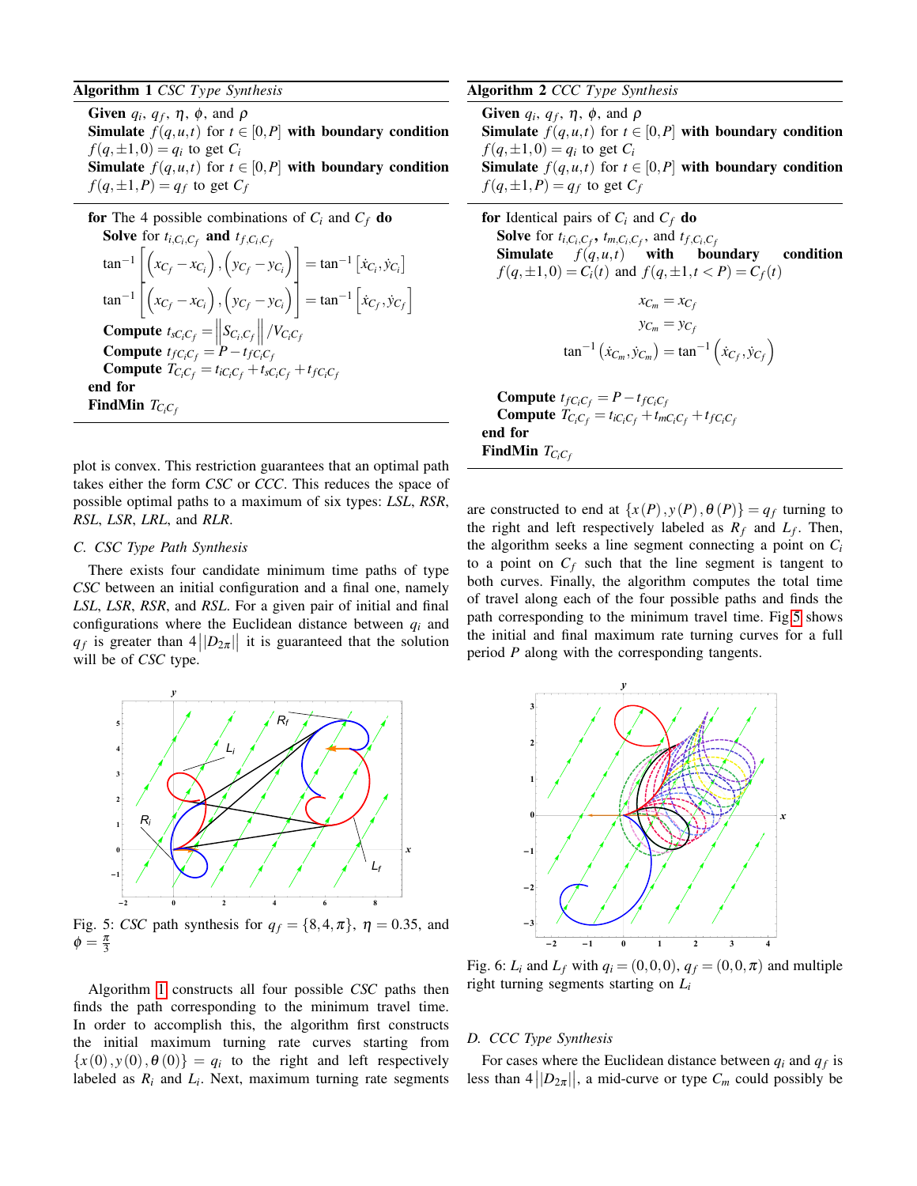**Algorithm 1** *CSC Type Synthesis*

**Given** $q_i$, $q_f$, $\eta$, $\phi$, and $\rho$
**Simulate** $f(q,u,t)$ for $t \in [0,P]$ **with boundary condition** $f(q,\pm 1,0) = q_i$ to get $C_i$
**Simulate** $f(q,u,t)$ for $t \in [0,P]$ **with boundary condition** $f(q,\pm 1,P) = q_f$ to get $C_f$

**for** The 4 possible combinations of $C_i$ and $C_f$ **do**
  **Solve** for $t_{i,C_i,C_f}$ **and** $t_{f,C_i,C_f}$

$$\tan^{-1}\left[\left(x_{C_f} - x_{C_i}\right), \left(y_{C_f} - y_{C_i}\right)\right] = \tan^{-1}\left[\dot{x}_{C_i}, \dot{y}_{C_i}\right]$$

$$\tan^{-1}\left[\left(x_{C_f} - x_{C_i}\right), \left(y_{C_f} - y_{C_i}\right)\right] = \tan^{-1}\left[\dot{x}_{C_f}, \dot{y}_{C_f}\right]$$

  **Compute** $t_{sC_iC_f} = \left\|S_{C_i,C_f}\right\| / V_{C_iC_f}$
  **Compute** $t_{fC_iC_f} = P - t_{fC_iC_f}$
  **Compute** $T_{C_iC_f} = t_{iC_iC_f} + t_{sC_iC_f} + t_{fC_iC_f}$
**end for**
**FindMin** $T_{C_iC_f}$

plot is convex. This restriction guarantees that an optimal path takes either the form *CSC* or *CCC*. This reduces the space of possible optimal paths to a maximum of six types: *LSL*, *RSR*, *RSL*, *LSR*, *LRL*, and *RLR*.

### C. CSC Type Path Synthesis

There exists four candidate minimum time paths of type *CSC* between an initial configuration and a final one, namely *LSL*, *LSR*, *RSR*, and *RSL*. For a given pair of initial and final configurations where the Euclidean distance between $q_i$ and $q_f$ is greater than $4\left|\left|D_{2\pi}\right|\right|$ it is guaranteed that the solution will be of *CSC* type.

Fig. 5: *CSC* path synthesis for $q_f = \{8, 4, \pi\}$, $\eta = 0.35$, and $\phi = \frac{\pi}{3}$

Algorithm 1 constructs all four possible *CSC* paths then finds the path corresponding to the minimum travel time. In order to accomplish this, the algorithm first constructs the initial maximum turning rate curves starting from $\{x(0), y(0), \theta(0)\} = q_i$ to the right and left respectively labeled as $R_i$ and $L_i$. Next, maximum turning rate segments are constructed to end at $\{x(P), y(P), \theta(P)\} = q_f$ turning to the right and left respectively labeled as $R_f$ and $L_f$. Then, the algorithm seeks a line segment connecting a point on $C_i$ to a point on $C_f$ such that the line segment is tangent to both curves. Finally, the algorithm computes the total time of travel along each of the four possible paths and finds the path corresponding to the minimum travel time. Fig 5 shows the initial and final maximum rate turning curves for a full period $P$ along with the corresponding tangents.

**Algorithm 2** *CCC Type Synthesis*

**Given** $q_i$, $q_f$, $\eta$, $\phi$, and $\rho$
**Simulate** $f(q,u,t)$ for $t \in [0,P]$ **with boundary condition** $f(q,\pm 1,0) = q_i$ to get $C_i$
**Simulate** $f(q,u,t)$ for $t \in [0,P]$ **with boundary condition** $f(q,\pm 1,P) = q_f$ to get $C_f$

**for** Identical pairs of $C_i$ and $C_f$ **do**
  **Solve** for $t_{i,C_i,C_f}$, $t_{m,C_i,C_f}$, and $t_{f,C_i,C_f}$
  **Simulate** $f(q,u,t)$ **with boundary condition** $f(q,\pm 1,0) = C_i(t)$ and $f(q,\pm 1,t < P) = C_f(t)$

$$x_{C_m} = x_{C_f}$$

$$y_{C_m} = y_{C_f}$$

$$\tan^{-1}\left(\dot{x}_{C_m}, \dot{y}_{C_m}\right) = \tan^{-1}\left(\dot{x}_{C_f}, \dot{y}_{C_f}\right)$$

  **Compute** $t_{fC_iC_f} = P - t_{fC_iC_f}$
  **Compute** $T_{C_iC_f} = t_{iC_iC_f} + t_{mC_iC_f} + t_{fC_iC_f}$
**end for**
**FindMin** $T_{C_iC_f}$

Fig. 6: $L_i$ and $L_f$ with $q_i = (0, 0, 0)$, $q_f = (0, 0, \pi)$ and multiple right turning segments starting on $L_i$

### D. CCC Type Synthesis

For cases where the Euclidean distance between $q_i$ and $q_f$ is less than $4\left|\left|D_{2\pi}\right|\right|$, a mid-curve or type $C_m$ could possibly be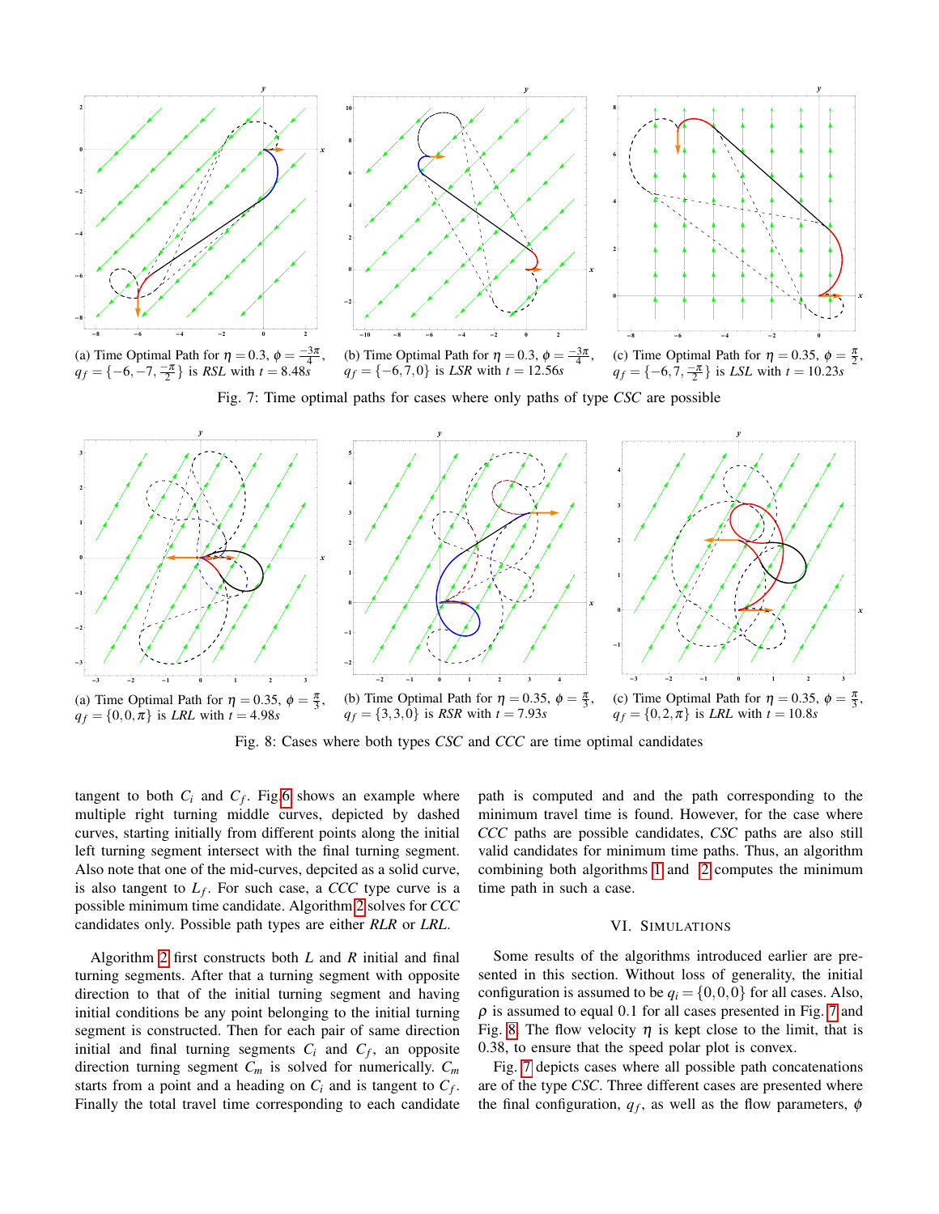(a) Time Optimal Path for $\eta = 0.3$, $\phi = \frac{-3\pi}{4}$, $q_f = \{-6, -7, \frac{-\pi}{2}\}$ is *RSL* with $t = 8.48s$

(b) Time Optimal Path for $\eta = 0.3$, $\phi = \frac{-3\pi}{4}$, $q_f = \{-6, 7, 0\}$ is *LSR* with $t = 12.56s$

(c) Time Optimal Path for $\eta = 0.35$, $\phi = \frac{\pi}{2}$, $q_f = \{-6, 7, \frac{-\pi}{2}\}$ is *LSL* with $t = 10.23s$

Fig. 7: Time optimal paths for cases where only paths of type *CSC* are possible

(a) Time Optimal Path for $\eta = 0.35$, $\phi = \frac{\pi}{3}$, $q_f = \{0, 0, \pi\}$ is *LRL* with $t = 4.98s$

(b) Time Optimal Path for $\eta = 0.35$, $\phi = \frac{\pi}{3}$, $q_f = \{3, 3, 0\}$ is *RSR* with $t = 7.93s$

(c) Time Optimal Path for $\eta = 0.35$, $\phi = \frac{\pi}{3}$, $q_f = \{0, 2, \pi\}$ is *LRL* with $t = 10.8s$

Fig. 8: Cases where both types *CSC* and *CCC* are time optimal candidates

tangent to both $C_i$ and $C_f$. Fig.6 shows an example where multiple right turning middle curves, depicted by dashed curves, starting initially from different points along the initial left turning segment intersect with the final turning segment. Also note that one of the mid-curves, depcited as a solid curve, is also tangent to $L_f$. For such case, a *CCC* type curve is a possible minimum time candidate. Algorithm 2 solves for *CCC* candidates only. Possible path types are either *RLR* or *LRL*.

Algorithm 2 first constructs both *L* and *R* initial and final turning segments. After that a turning segment with opposite direction to that of the initial turning segment and having initial conditions be any point belonging to the initial turning segment is constructed. Then for each pair of same direction initial and final turning segments $C_i$ and $C_f$, an opposite direction turning segment $C_m$ is solved for numerically. $C_m$ starts from a point and a heading on $C_i$ and is tangent to $C_f$. Finally the total travel time corresponding to each candidate path is computed and and the path corresponding to the minimum travel time is found. However, for the case where *CCC* paths are possible candidates, *CSC* paths are also still valid candidates for minimum time paths. Thus, an algorithm combining both algorithms 1 and 2 computes the minimum time path in such a case.

## VI. Simulations

Some results of the algorithms introduced earlier are presented in this section. Without loss of generality, the initial configuration is assumed to be $q_i = \{0, 0, 0\}$ for all cases. Also, $\rho$ is assumed to equal 0.1 for all cases presented in Fig. 7 and Fig. 8. The flow velocity $\eta$ is kept close to the limit, that is 0.38, to ensure that the speed polar plot is convex.

Fig. 7 depicts cases where all possible path concatenations are of the type *CSC*. Three different cases are presented where the final configuration, $q_f$, as well as the flow parameters, $\phi$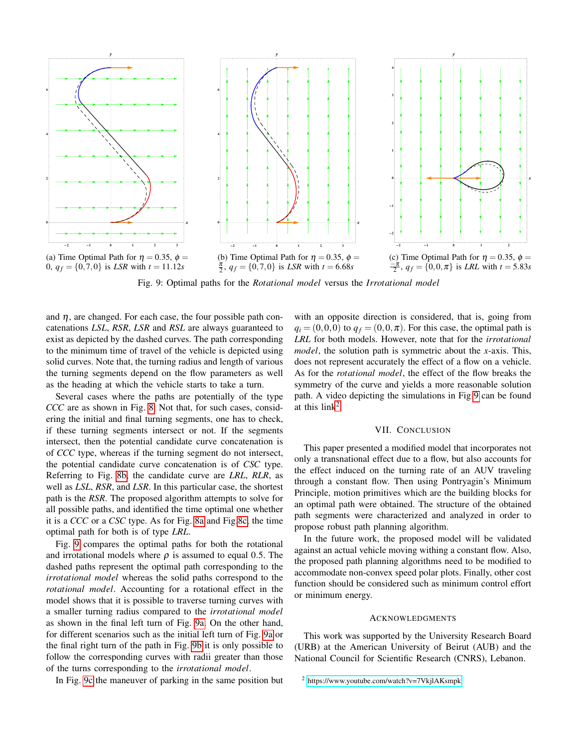(a) Time Optimal Path for $\eta = 0.35$, $\phi = 0$, $q_f = \{0, 7, 0\}$ is *LSR* with $t = 11.12s$

(b) Time Optimal Path for $\eta = 0.35$, $\phi = \frac{\pi}{2}$, $q_f = \{0, 7, 0\}$ is *LSR* with $t = 6.68s$

(c) Time Optimal Path for $\eta = 0.35$, $\phi = \frac{-\pi}{2}$, $q_f = \{0, 0, \pi\}$ is *LRL* with $t = 5.83s$

Fig. 9: Optimal paths for the *Rotational model* versus the *Irrotational model*

and $\eta$, are changed. For each case, the four possible path concatenations *LSL*, *RSR*, *LSR* and *RSL* are always guaranteed to exist as depicted by the dashed curves. The path corresponding to the minimum time of travel of the vehicle is depicted using solid curves. Note that, the turning radius and length of various the turning segments depend on the flow parameters as well as the heading at which the vehicle starts to take a turn.

Several cases where the paths are potentially of the type *CCC* are as shown in Fig. 8. Not that, for such cases, considering the initial and final turning segments, one has to check, if these turning segments intersect or not. If the segments intersect, then the potential candidate curve concatenation is of *CCC* type, whereas if the turning segment do not intersect, the potential candidate curve concatenation is of *CSC* type. Referring to Fig. 8b, the candidate curve are *LRL*, *RLR*, as well as *LSL*, *RSR*, and *LSR*. In this particular case, the shortest path is the *RSR*. The proposed algorithm attempts to solve for all possible paths, and identified the time optimal one whether it is a *CCC* or a *CSC* type. As for Fig. 8a and Fig.8c, the time optimal path for both is of type *LRL*.

Fig. 9 compares the optimal paths for both the rotational and irrotational models where $\rho$ is assumed to equal 0.5. The dashed paths represent the optimal path corresponding to the *irrotational model* whereas the solid paths correspond to the *rotational model*. Accounting for a rotational effect in the model shows that it is possible to traverse turning curves with a smaller turning radius compared to the *irrotational model* as shown in the final left turn of Fig. 9a. On the other hand, for different scenarios such as the initial left turn of Fig. 9a or the final right turn of the path in Fig. 9b it is only possible to follow the corresponding curves with radii greater than those of the turns corresponding to the *irrotational model*.

In Fig. 9c the maneuver of parking in the same position but with an opposite direction is considered, that is, going from $q_i = (0, 0, 0)$ to $q_f = (0, 0, \pi)$. For this case, the optimal path is *LRL* for both models. However, note that for the *irrotational model*, the solution path is symmetric about the $x$-axis. This, does not represent accurately the effect of a flow on a vehicle. As for the *rotational model*, the effect of the flow breaks the symmetry of the curve and yields a more reasonable solution path. A video depicting the simulations in Fig 9 can be found at this link[2].

## VII. Conclusion

This paper presented a modified model that incorporates not only a transnational effect due to a flow, but also accounts for the effect induced on the turning rate of an AUV traveling through a constant flow. Then using Pontryagin's Minimum Principle, motion primitives which are the building blocks for an optimal path were obtained. The structure of the obtained path segments were characterized and analyzed in order to propose robust path planning algorithm.

In the future work, the proposed model will be validated against an actual vehicle moving withing a constant flow. Also, the proposed path planning algorithms need to be modified to accommodate non-convex speed polar plots. Finally, other cost function should be considered such as minimum control effort or minimum energy.

## Acknowledgments

This work was supported by the University Research Board (URB) at the American University of Beirut (AUB) and the National Council for Scientific Research (CNRS), Lebanon.

[2] https://www.youtube.com/watch?v=7VkjlAKsmpk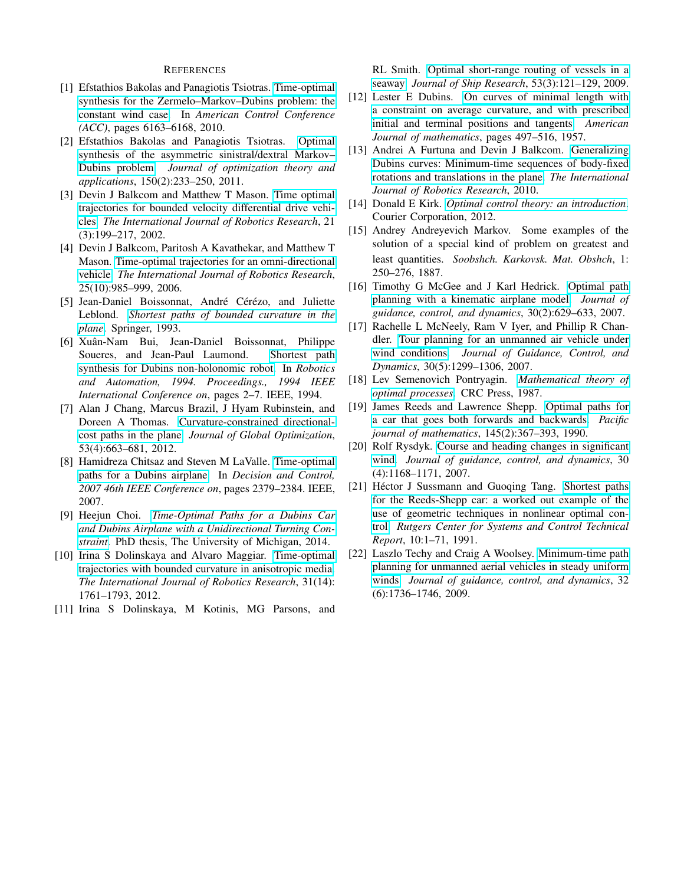## References

[1] Efstathios Bakolas and Panagiotis Tsiotras. Time-optimal synthesis for the Zermelo–Markov–Dubins problem: the constant wind case. In *American Control Conference (ACC)*, pages 6163–6168, 2010.

[2] Efstathios Bakolas and Panagiotis Tsiotras. Optimal synthesis of the asymmetric sinistral/dextral Markov–Dubins problem. *Journal of optimization theory and applications*, 150(2):233–250, 2011.

[3] Devin J Balkcom and Matthew T Mason. Time optimal trajectories for bounded velocity differential drive vehicles. *The International Journal of Robotics Research*, 21 (3):199–217, 2002.

[4] Devin J Balkcom, Paritosh A Kavathekar, and Matthew T Mason. Time-optimal trajectories for an omni-directional vehicle. *The International Journal of Robotics Research*, 25(10):985–999, 2006.

[5] Jean-Daniel Boissonnat, André Cérézo, and Juliette Leblond. *Shortest paths of bounded curvature in the plane*. Springer, 1993.

[6] Xuân-Nam Bui, Jean-Daniel Boissonnat, Philippe Soueres, and Jean-Paul Laumond. Shortest path synthesis for Dubins non-holonomic robot. In *Robotics and Automation, 1994. Proceedings., 1994 IEEE International Conference on*, pages 2–7. IEEE, 1994.

[7] Alan J Chang, Marcus Brazil, J Hyam Rubinstein, and Doreen A Thomas. Curvature-constrained directional-cost paths in the plane. *Journal of Global Optimization*, 53(4):663–681, 2012.

[8] Hamidreza Chitsaz and Steven M LaValle. Time-optimal paths for a Dubins airplane. In *Decision and Control, 2007 46th IEEE Conference on*, pages 2379–2384. IEEE, 2007.

[9] Heejun Choi. *Time-Optimal Paths for a Dubins Car and Dubins Airplane with a Unidirectional Turning Constraint*. PhD thesis, The University of Michigan, 2014.

[10] Irina S Dolinskaya and Alvaro Maggiar. Time-optimal trajectories with bounded curvature in anisotropic media. *The International Journal of Robotics Research*, 31(14): 1761–1793, 2012.

[11] Irina S Dolinskaya, M Kotinis, MG Parsons, and RL Smith. Optimal short-range routing of vessels in a seaway. *Journal of Ship Research*, 53(3):121–129, 2009.

[12] Lester E Dubins. On curves of minimal length with a constraint on average curvature, and with prescribed initial and terminal positions and tangents. *American Journal of mathematics*, pages 497–516, 1957.

[13] Andrei A Furtuna and Devin J Balkcom. Generalizing Dubins curves: Minimum-time sequences of body-fixed rotations and translations in the plane. *The International Journal of Robotics Research*, 2010.

[14] Donald E Kirk. *Optimal control theory: an introduction*. Courier Corporation, 2012.

[15] Andrey Andreyevich Markov. Some examples of the solution of a special kind of problem on greatest and least quantities. *Soobshch. Karkovsk. Mat. Obshch*, 1: 250–276, 1887.

[16] Timothy G McGee and J Karl Hedrick. Optimal path planning with a kinematic airplane model. *Journal of guidance, control, and dynamics*, 30(2):629–633, 2007.

[17] Rachelle L McNeely, Ram V Iyer, and Phillip R Chandler. Tour planning for an unmanned air vehicle under wind conditions. *Journal of Guidance, Control, and Dynamics*, 30(5):1299–1306, 2007.

[18] Lev Semenovich Pontryagin. *Mathematical theory of optimal processes*. CRC Press, 1987.

[19] James Reeds and Lawrence Shepp. Optimal paths for a car that goes both forwards and backwards. *Pacific journal of mathematics*, 145(2):367–393, 1990.

[20] Rolf Rysdyk. Course and heading changes in significant wind. *Journal of guidance, control, and dynamics*, 30 (4):1168–1171, 2007.

[21] Héctor J Sussmann and Guoqing Tang. Shortest paths for the Reeds-Shepp car: a worked out example of the use of geometric techniques in nonlinear optimal control. *Rutgers Center for Systems and Control Technical Report*, 10:1–71, 1991.

[22] Laszlo Techy and Craig A Woolsey. Minimum-time path planning for unmanned aerial vehicles in steady uniform winds. *Journal of guidance, control, and dynamics*, 32 (6):1736–1746, 2009.